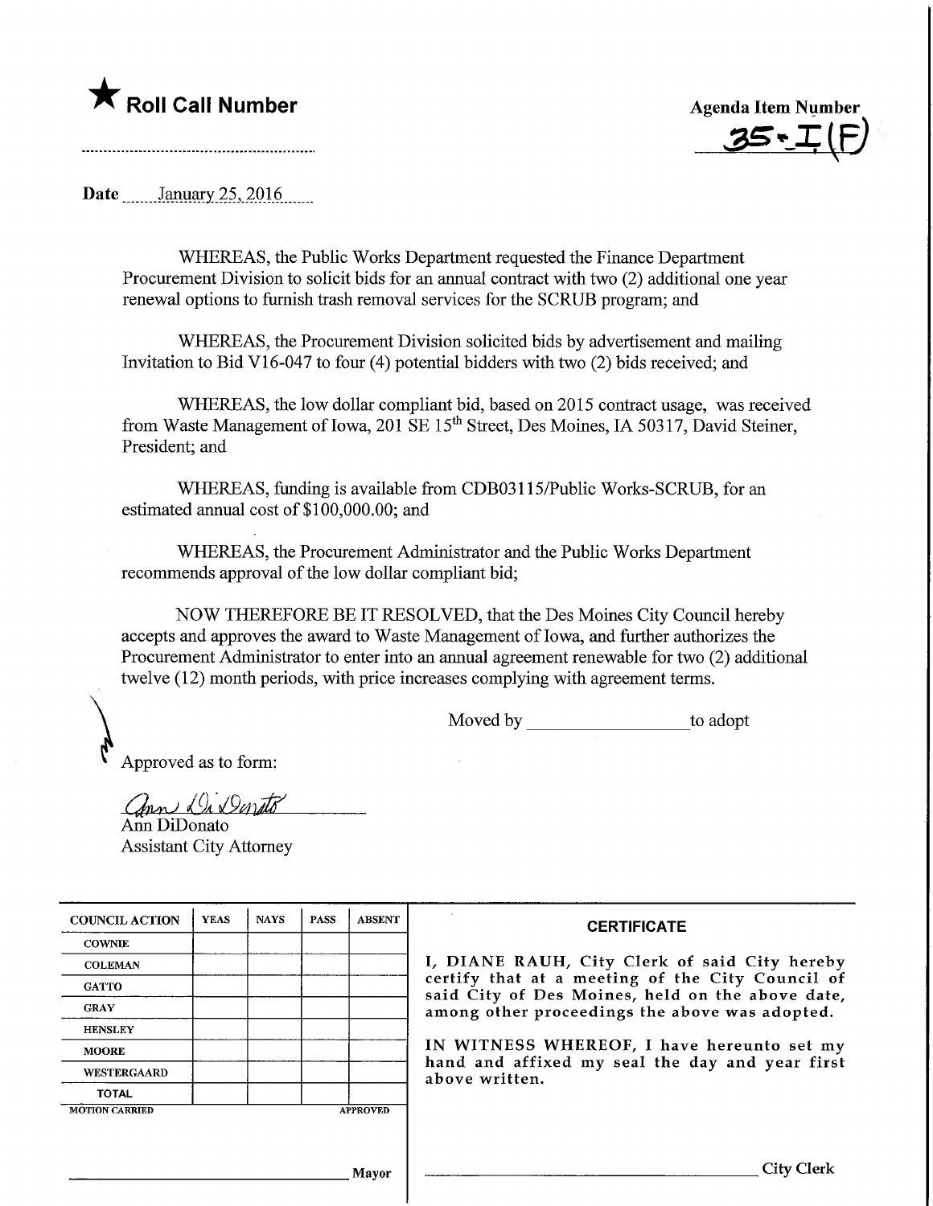★ **Roll Call Number**

**Agenda Item Number**
**35-I(F)**

**Date** January 25, 2016

WHEREAS, the Public Works Department requested the Finance Department Procurement Division to solicit bids for an annual contract with two (2) additional one year renewal options to furnish trash removal services for the SCRUB program; and

WHEREAS, the Procurement Division solicited bids by advertisement and mailing Invitation to Bid V16-047 to four (4) potential bidders with two (2) bids received; and

WHEREAS, the low dollar compliant bid, based on 2015 contract usage, was received from Waste Management of Iowa, 201 SE 15th Street, Des Moines, IA 50317, David Steiner, President; and

WHEREAS, funding is available from CDB03115/Public Works-SCRUB, for an estimated annual cost of $100,000.00; and

WHEREAS, the Procurement Administrator and the Public Works Department recommends approval of the low dollar compliant bid;

NOW THEREFORE BE IT RESOLVED, that the Des Moines City Council hereby accepts and approves the award to Waste Management of Iowa, and further authorizes the Procurement Administrator to enter into an annual agreement renewable for two (2) additional twelve (12) month periods, with price increases complying with agreement terms.

Moved by ____________________ to adopt

Approved as to form:

Ann DiDonato
Ann DiDonato
Assistant City Attorney

| COUNCIL ACTION | YEAS | NAYS | PASS | ABSENT |
|---|---|---|---|---|
| COWNIE | | | | |
| COLEMAN | | | | |
| GATTO | | | | |
| GRAY | | | | |
| HENSLEY | | | | |
| MOORE | | | | |
| WESTERGAARD | | | | |
| TOTAL | | | | |

MOTION CARRIED APPROVED

____________________ Mayor

**CERTIFICATE**

I, DIANE RAUH, City Clerk of said City hereby certify that at a meeting of the City Council of said City of Des Moines, held on the above date, among other proceedings the above was adopted.

IN WITNESS WHEREOF, I have hereunto set my hand and affixed my seal the day and year first above written.

____________________ City Clerk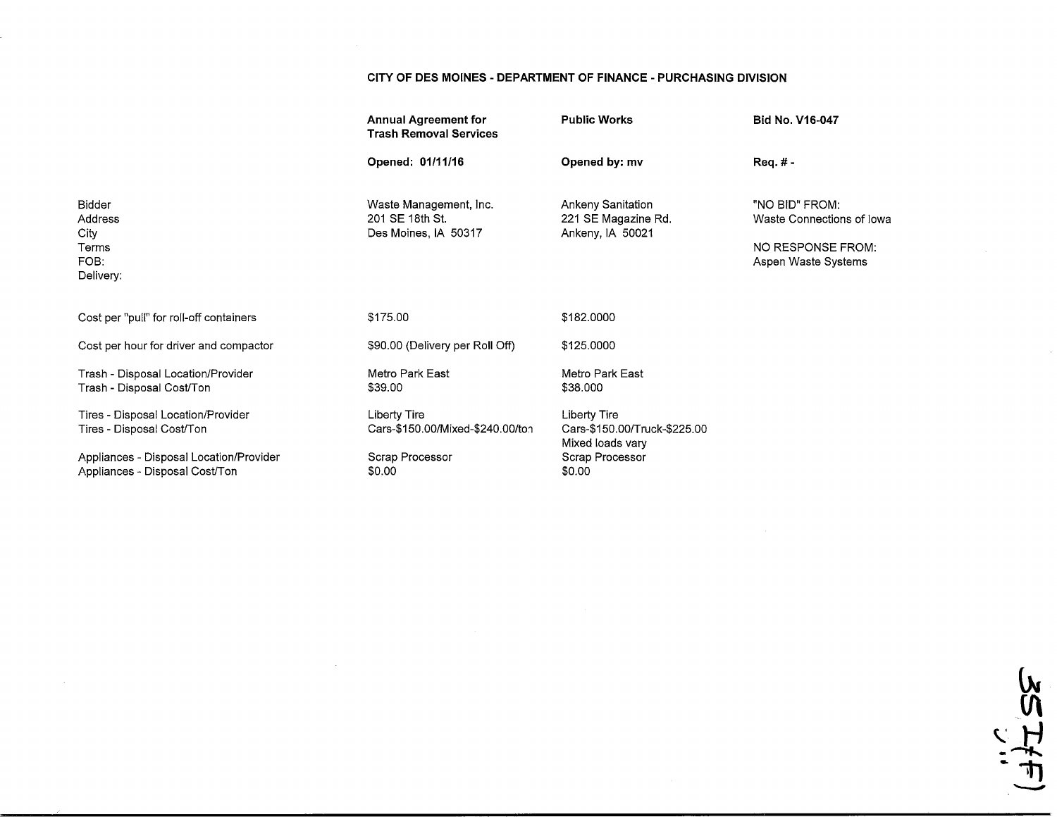## CITY OF DES MOINES - DEPARTMENT OF FINANCE - PURCHASING DIVISION

| | | | |
|---|---|---|---|
| | **Annual Agreement for Trash Removal Services** | **Public Works** | **Bid No. V16-047** |
| | **Opened: 01/11/16** | **Opened by: mv** | **Req. # -** |
| Bidder<br>Address<br>City<br>Terms<br>FOB:<br>Delivery: | Waste Management, Inc.<br>201 SE 18th St.<br>Des Moines, IA 50317 | Ankeny Sanitation<br>221 SE Magazine Rd.<br>Ankeny, IA 50021 | "NO BID" FROM:<br>Waste Connections of Iowa<br><br>NO RESPONSE FROM:<br>Aspen Waste Systems |
| Cost per "pull" for roll-off containers | $175.00 | $182.0000 | |
| Cost per hour for driver and compactor | $90.00 (Delivery per Roll Off) | $125.0000 | |
| Trash - Disposal Location/Provider<br>Trash - Disposal Cost/Ton | Metro Park East<br>$39.00 | Metro Park East<br>$38.000 | |
| Tires - Disposal Location/Provider<br>Tires - Disposal Cost/Ton | Liberty Tire<br>Cars-$150.00/Mixed-$240.00/ton | Liberty Tire<br>Cars-$150.00/Truck-$225.00<br>Mixed loads vary | |
| Appliances - Disposal Location/Provider<br>Appliances - Disposal Cost/Ton | Scrap Processor<br>$0.00 | Scrap Processor<br>$0.00 | |

35 I(F)